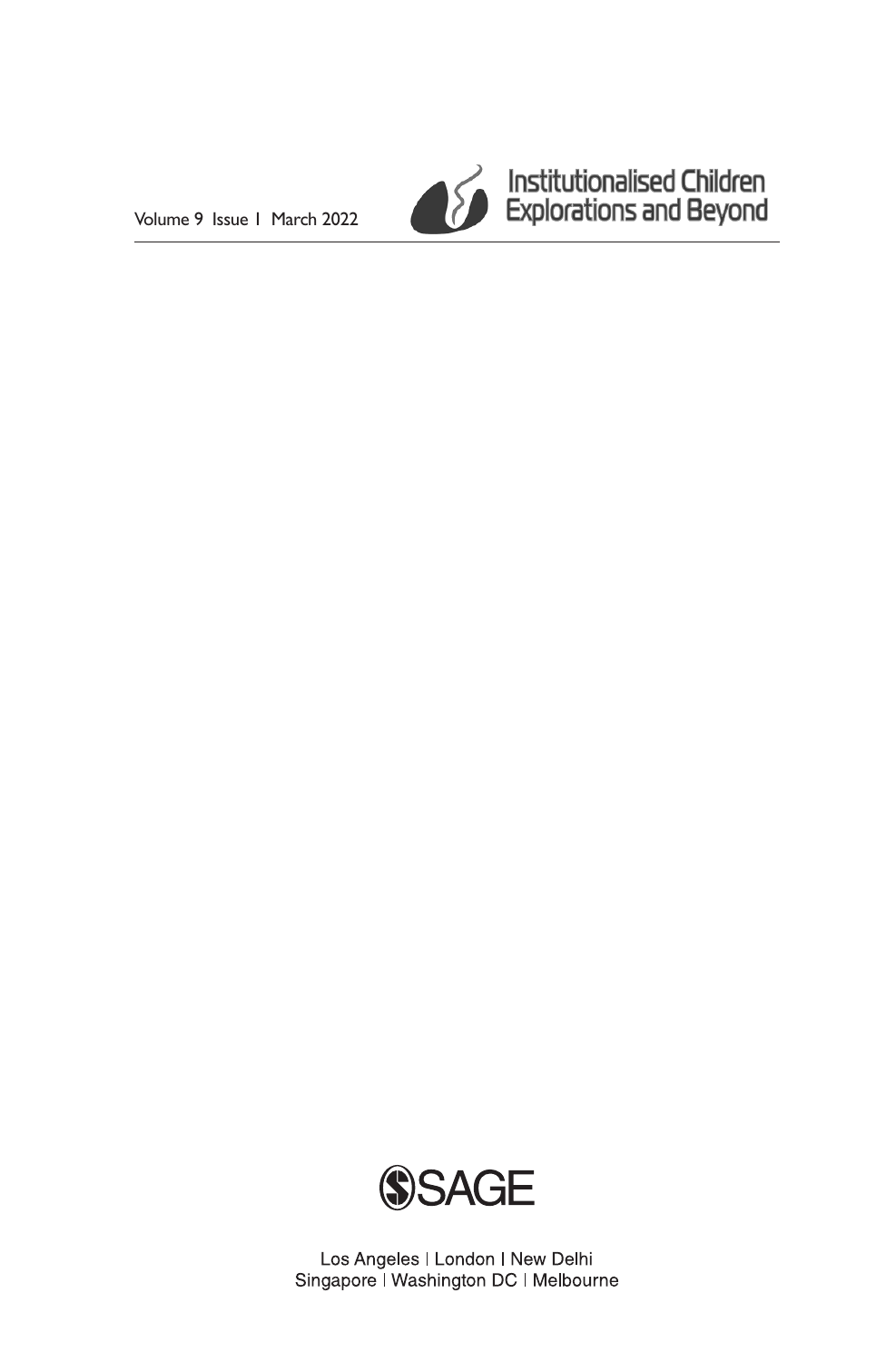Volume 9 Issue 1 March 2022

# Institutionalised Children Explorations and Beyond

SAGE

Los Angeles | London | New Delhi
Singapore | Washington DC | Melbourne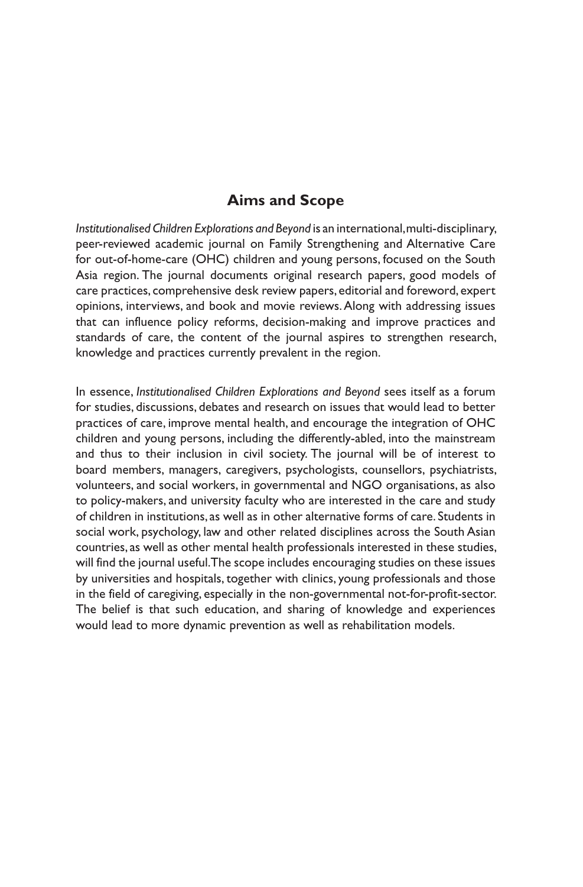## Aims and Scope

*Institutionalised Children Explorations and Beyond* is an international, multi-disciplinary, peer-reviewed academic journal on Family Strengthening and Alternative Care for out-of-home-care (OHC) children and young persons, focused on the South Asia region. The journal documents original research papers, good models of care practices, comprehensive desk review papers, editorial and foreword, expert opinions, interviews, and book and movie reviews. Along with addressing issues that can influence policy reforms, decision-making and improve practices and standards of care, the content of the journal aspires to strengthen research, knowledge and practices currently prevalent in the region.

In essence, *Institutionalised Children Explorations and Beyond* sees itself as a forum for studies, discussions, debates and research on issues that would lead to better practices of care, improve mental health, and encourage the integration of OHC children and young persons, including the differently-abled, into the mainstream and thus to their inclusion in civil society. The journal will be of interest to board members, managers, caregivers, psychologists, counsellors, psychiatrists, volunteers, and social workers, in governmental and NGO organisations, as also to policy-makers, and university faculty who are interested in the care and study of children in institutions, as well as in other alternative forms of care. Students in social work, psychology, law and other related disciplines across the South Asian countries, as well as other mental health professionals interested in these studies, will find the journal useful. The scope includes encouraging studies on these issues by universities and hospitals, together with clinics, young professionals and those in the field of caregiving, especially in the non-governmental not-for-profit-sector. The belief is that such education, and sharing of knowledge and experiences would lead to more dynamic prevention as well as rehabilitation models.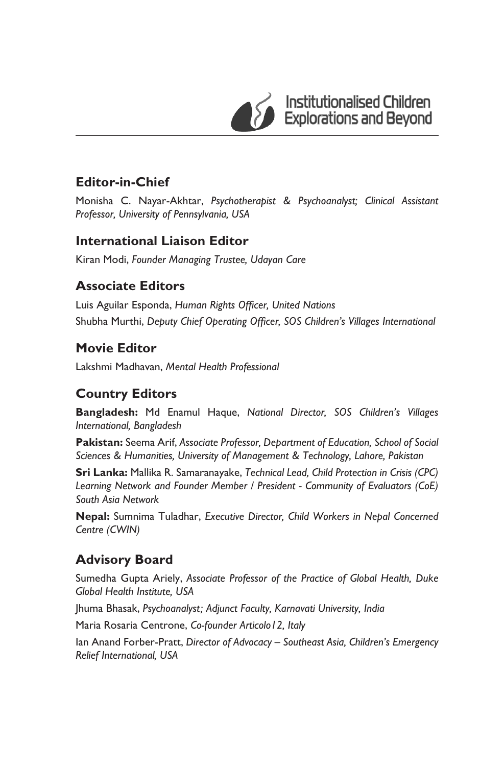## Editor-in-Chief

Monisha C. Nayar-Akhtar, *Psychotherapist & Psychoanalyst; Clinical Assistant Professor, University of Pennsylvania, USA*

## International Liaison Editor

Kiran Modi, *Founder Managing Trustee, Udayan Care*

## Associate Editors

Luis Aguilar Esponda, *Human Rights Officer, United Nations*

Shubha Murthi, *Deputy Chief Operating Officer, SOS Children's Villages International*

## Movie Editor

Lakshmi Madhavan, *Mental Health Professional*

## Country Editors

**Bangladesh:** Md Enamul Haque, *National Director, SOS Children's Villages International, Bangladesh*

**Pakistan:** Seema Arif, *Associate Professor, Department of Education, School of Social Sciences & Humanities, University of Management & Technology, Lahore, Pakistan*

**Sri Lanka:** Mallika R. Samaranayake, *Technical Lead, Child Protection in Crisis (CPC) Learning Network and Founder Member / President - Community of Evaluators (CoE) South Asia Network*

**Nepal:** Sumnima Tuladhar, *Executive Director, Child Workers in Nepal Concerned Centre (CWIN)*

## Advisory Board

Sumedha Gupta Ariely, *Associate Professor of the Practice of Global Health, Duke Global Health Institute, USA*

Jhuma Bhasak, *Psychoanalyst; Adjunct Faculty, Karnavati University, India*

Maria Rosaria Centrone, *Co-founder Articolo12, Italy*

Ian Anand Forber-Pratt, *Director of Advocacy – Southeast Asia, Children's Emergency Relief International, USA*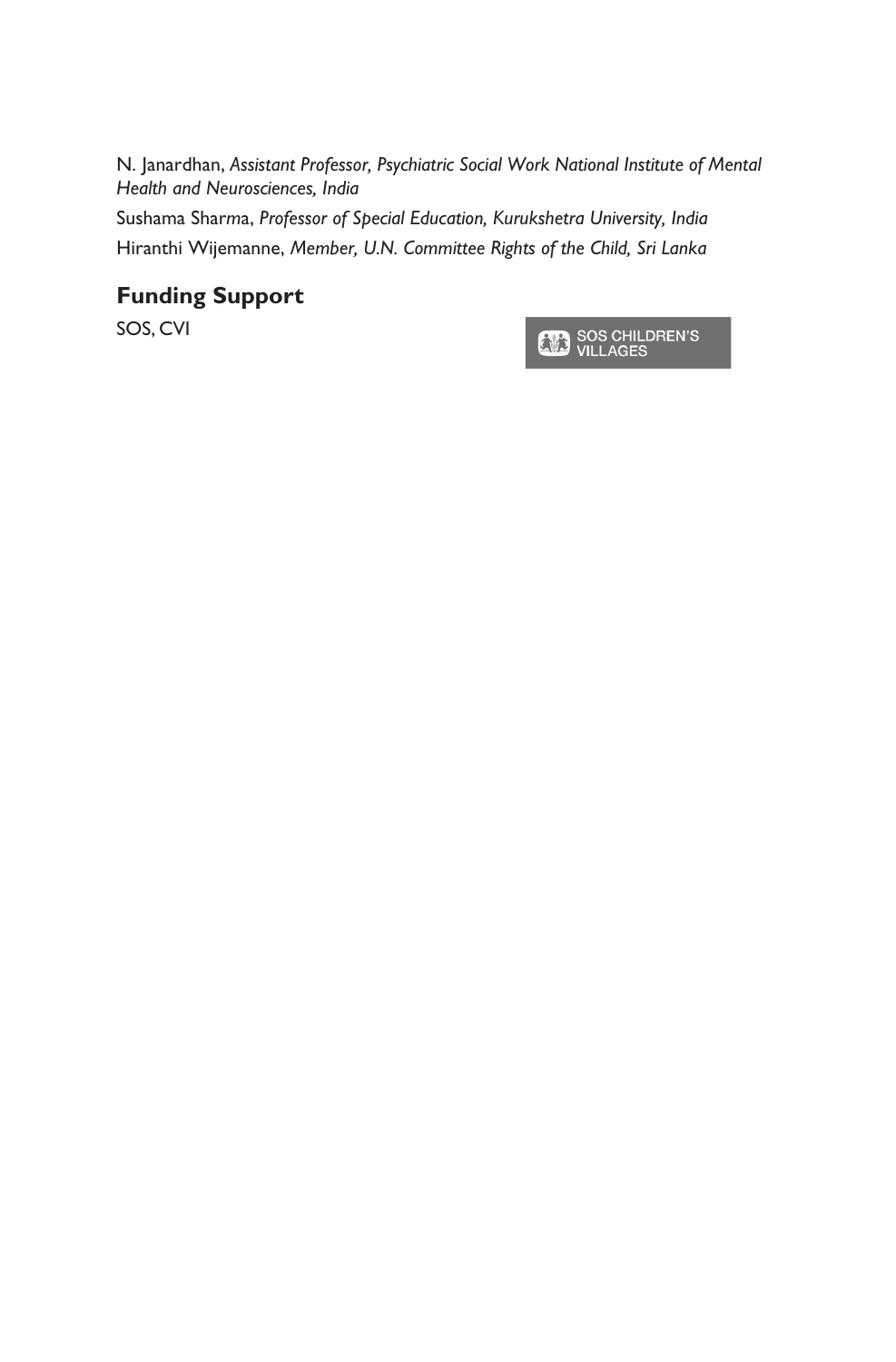N. Janardhan, *Assistant Professor, Psychiatric Social Work National Institute of Mental Health and Neurosciences, India*

Sushama Sharma, *Professor of Special Education, Kurukshetra University, India*

Hiranthi Wijemanne, *Member, U.N. Committee Rights of the Child, Sri Lanka*

## Funding Support

SOS, CVI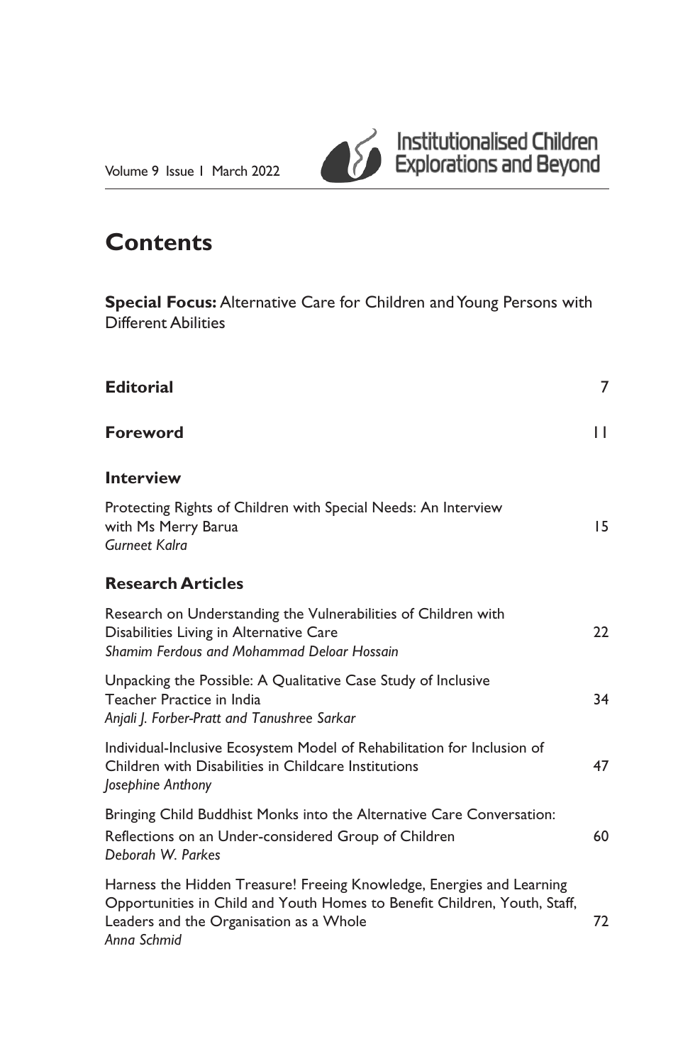# Contents

**Special Focus:** Alternative Care for Children and Young Persons with Different Abilities

**Editorial** 7

**Foreword** 11

## Interview

Protecting Rights of Children with Special Needs: An Interview with Ms Merry Barua 15
*Gurneet Kalra*

## Research Articles

Research on Understanding the Vulnerabilities of Children with Disabilities Living in Alternative Care 22
*Shamim Ferdous and Mohammad Deloar Hossain*

Unpacking the Possible: A Qualitative Case Study of Inclusive Teacher Practice in India 34
*Anjali J. Forber-Pratt and Tanushree Sarkar*

Individual-Inclusive Ecosystem Model of Rehabilitation for Inclusion of Children with Disabilities in Childcare Institutions 47
*Josephine Anthony*

Bringing Child Buddhist Monks into the Alternative Care Conversation: Reflections on an Under-considered Group of Children 60
*Deborah W. Parkes*

Harness the Hidden Treasure! Freeing Knowledge, Energies and Learning Opportunities in Child and Youth Homes to Benefit Children, Youth, Staff, Leaders and the Organisation as a Whole 72
*Anna Schmid*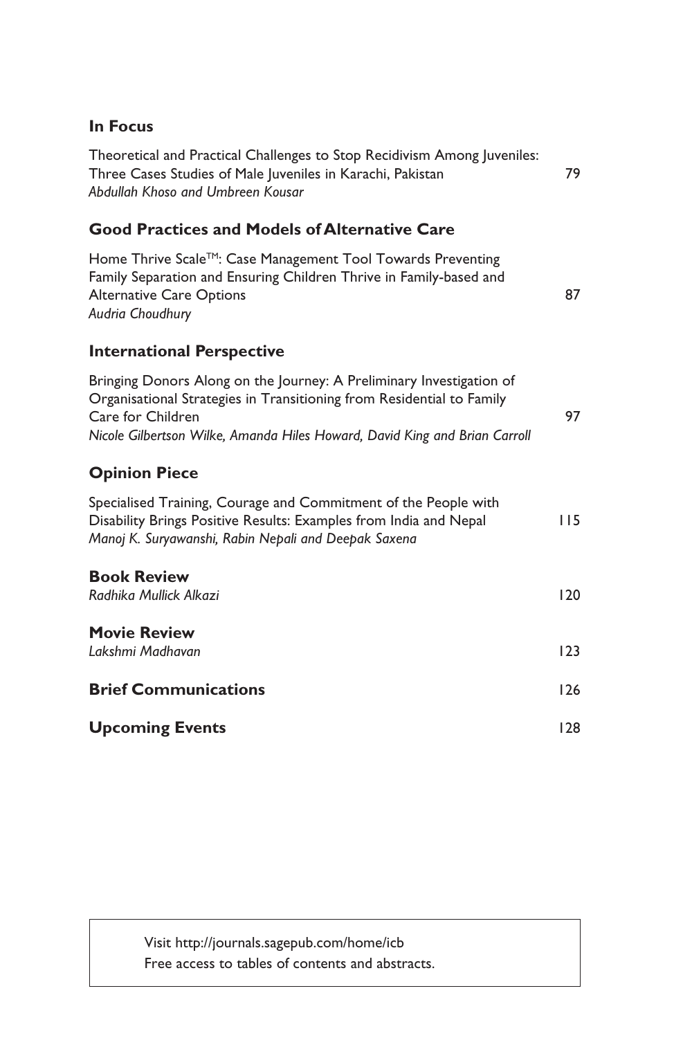## In Focus

Theoretical and Practical Challenges to Stop Recidivism Among Juveniles: Three Cases Studies of Male Juveniles in Karachi, Pakistan 79
*Abdullah Khoso and Umbreen Kousar*

## Good Practices and Models of Alternative Care

Home Thrive Scale™: Case Management Tool Towards Preventing Family Separation and Ensuring Children Thrive in Family-based and Alternative Care Options 87
*Audria Choudhury*

## International Perspective

Bringing Donors Along on the Journey: A Preliminary Investigation of Organisational Strategies in Transitioning from Residential to Family Care for Children 97
*Nicole Gilbertson Wilke, Amanda Hiles Howard, David King and Brian Carroll*

## Opinion Piece

Specialised Training, Courage and Commitment of the People with Disability Brings Positive Results: Examples from India and Nepal 115
*Manoj K. Suryawanshi, Rabin Nepali and Deepak Saxena*

## Book Review

*Radhika Mullick Alkazi* 120

## Movie Review

*Lakshmi Madhavan* 123

## Brief Communications 126

## Upcoming Events 128

Visit http://journals.sagepub.com/home/icb
Free access to tables of contents and abstracts.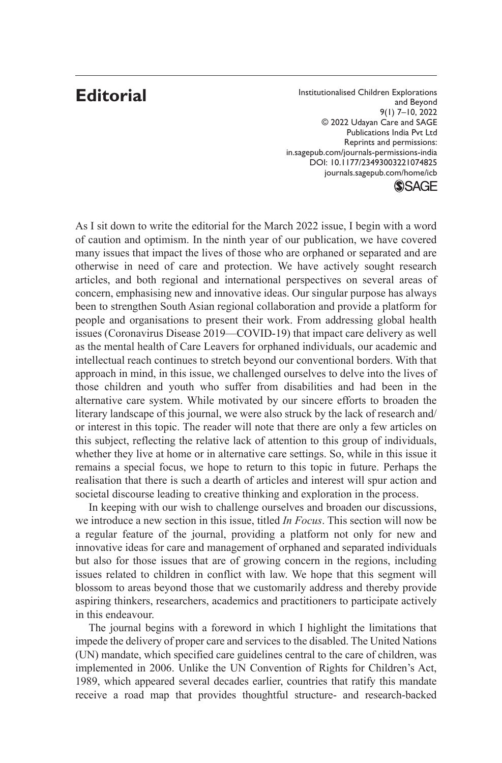# Editorial

As I sit down to write the editorial for the March 2022 issue, I begin with a word of caution and optimism. In the ninth year of our publication, we have covered many issues that impact the lives of those who are orphaned or separated and are otherwise in need of care and protection. We have actively sought research articles, and both regional and international perspectives on several areas of concern, emphasising new and innovative ideas. Our singular purpose has always been to strengthen South Asian regional collaboration and provide a platform for people and organisations to present their work. From addressing global health issues (Coronavirus Disease 2019—COVID-19) that impact care delivery as well as the mental health of Care Leavers for orphaned individuals, our academic and intellectual reach continues to stretch beyond our conventional borders. With that approach in mind, in this issue, we challenged ourselves to delve into the lives of those children and youth who suffer from disabilities and had been in the alternative care system. While motivated by our sincere efforts to broaden the literary landscape of this journal, we were also struck by the lack of research and/or interest in this topic. The reader will note that there are only a few articles on this subject, reflecting the relative lack of attention to this group of individuals, whether they live at home or in alternative care settings. So, while in this issue it remains a special focus, we hope to return to this topic in future. Perhaps the realisation that there is such a dearth of articles and interest will spur action and societal discourse leading to creative thinking and exploration in the process.

In keeping with our wish to challenge ourselves and broaden our discussions, we introduce a new section in this issue, titled *In Focus*. This section will now be a regular feature of the journal, providing a platform not only for new and innovative ideas for care and management of orphaned and separated individuals but also for those issues that are of growing concern in the regions, including issues related to children in conflict with law. We hope that this segment will blossom to areas beyond those that we customarily address and thereby provide aspiring thinkers, researchers, academics and practitioners to participate actively in this endeavour.

The journal begins with a foreword in which I highlight the limitations that impede the delivery of proper care and services to the disabled. The United Nations (UN) mandate, which specified care guidelines central to the care of children, was implemented in 2006. Unlike the UN Convention of Rights for Children's Act, 1989, which appeared several decades earlier, countries that ratify this mandate receive a road map that provides thoughtful structure- and research-backed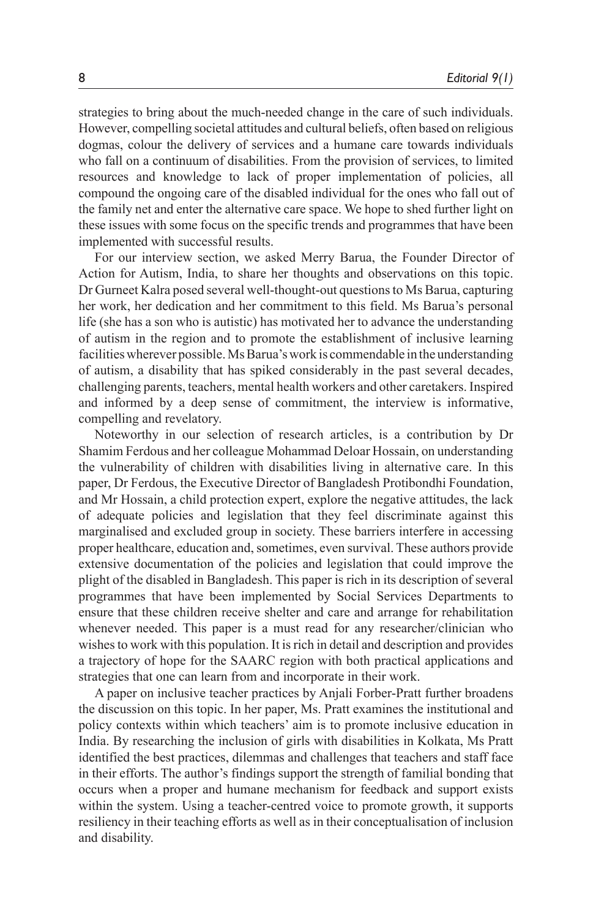strategies to bring about the much-needed change in the care of such individuals. However, compelling societal attitudes and cultural beliefs, often based on religious dogmas, colour the delivery of services and a humane care towards individuals who fall on a continuum of disabilities. From the provision of services, to limited resources and knowledge to lack of proper implementation of policies, all compound the ongoing care of the disabled individual for the ones who fall out of the family net and enter the alternative care space. We hope to shed further light on these issues with some focus on the specific trends and programmes that have been implemented with successful results.

For our interview section, we asked Merry Barua, the Founder Director of Action for Autism, India, to share her thoughts and observations on this topic. Dr Gurneet Kalra posed several well-thought-out questions to Ms Barua, capturing her work, her dedication and her commitment to this field. Ms Barua's personal life (she has a son who is autistic) has motivated her to advance the understanding of autism in the region and to promote the establishment of inclusive learning facilities wherever possible. Ms Barua's work is commendable in the understanding of autism, a disability that has spiked considerably in the past several decades, challenging parents, teachers, mental health workers and other caretakers. Inspired and informed by a deep sense of commitment, the interview is informative, compelling and revelatory.

Noteworthy in our selection of research articles, is a contribution by Dr Shamim Ferdous and her colleague Mohammad Deloar Hossain, on understanding the vulnerability of children with disabilities living in alternative care. In this paper, Dr Ferdous, the Executive Director of Bangladesh Protibondhi Foundation, and Mr Hossain, a child protection expert, explore the negative attitudes, the lack of adequate policies and legislation that they feel discriminate against this marginalised and excluded group in society. These barriers interfere in accessing proper healthcare, education and, sometimes, even survival. These authors provide extensive documentation of the policies and legislation that could improve the plight of the disabled in Bangladesh. This paper is rich in its description of several programmes that have been implemented by Social Services Departments to ensure that these children receive shelter and care and arrange for rehabilitation whenever needed. This paper is a must read for any researcher/clinician who wishes to work with this population. It is rich in detail and description and provides a trajectory of hope for the SAARC region with both practical applications and strategies that one can learn from and incorporate in their work.

A paper on inclusive teacher practices by Anjali Forber-Pratt further broadens the discussion on this topic. In her paper, Ms. Pratt examines the institutional and policy contexts within which teachers' aim is to promote inclusive education in India. By researching the inclusion of girls with disabilities in Kolkata, Ms Pratt identified the best practices, dilemmas and challenges that teachers and staff face in their efforts. The author's findings support the strength of familial bonding that occurs when a proper and humane mechanism for feedback and support exists within the system. Using a teacher-centred voice to promote growth, it supports resiliency in their teaching efforts as well as in their conceptualisation of inclusion and disability.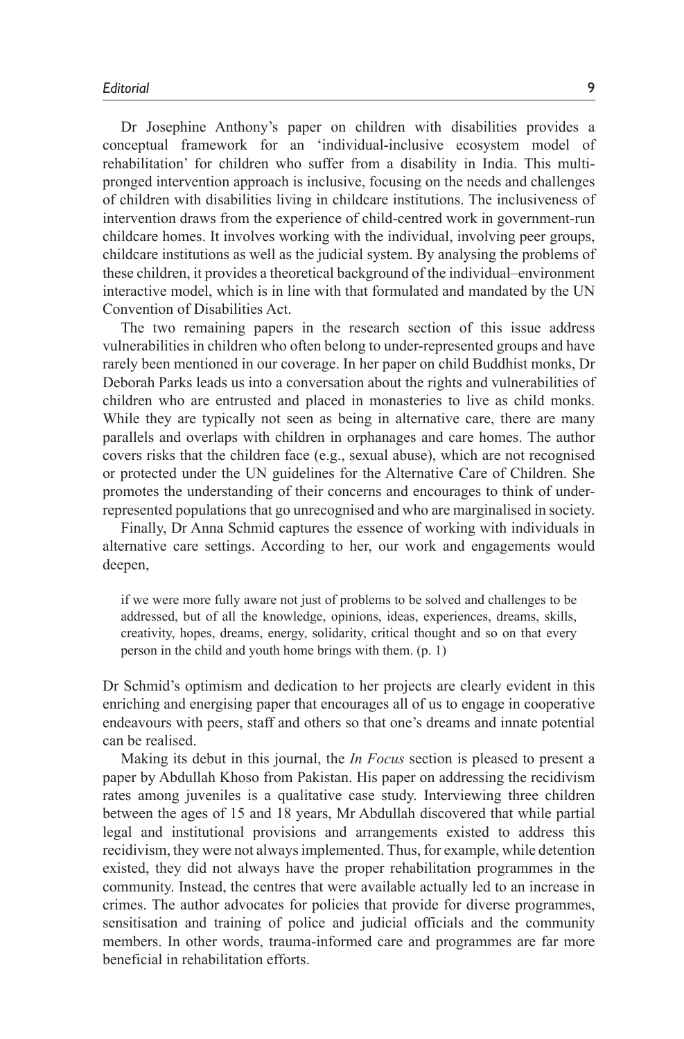Dr Josephine Anthony's paper on children with disabilities provides a conceptual framework for an 'individual-inclusive ecosystem model of rehabilitation' for children who suffer from a disability in India. This multi-pronged intervention approach is inclusive, focusing on the needs and challenges of children with disabilities living in childcare institutions. The inclusiveness of intervention draws from the experience of child-centred work in government-run childcare homes. It involves working with the individual, involving peer groups, childcare institutions as well as the judicial system. By analysing the problems of these children, it provides a theoretical background of the individual–environment interactive model, which is in line with that formulated and mandated by the UN Convention of Disabilities Act.

The two remaining papers in the research section of this issue address vulnerabilities in children who often belong to under-represented groups and have rarely been mentioned in our coverage. In her paper on child Buddhist monks, Dr Deborah Parks leads us into a conversation about the rights and vulnerabilities of children who are entrusted and placed in monasteries to live as child monks. While they are typically not seen as being in alternative care, there are many parallels and overlaps with children in orphanages and care homes. The author covers risks that the children face (e.g., sexual abuse), which are not recognised or protected under the UN guidelines for the Alternative Care of Children. She promotes the understanding of their concerns and encourages to think of under-represented populations that go unrecognised and who are marginalised in society.

Finally, Dr Anna Schmid captures the essence of working with individuals in alternative care settings. According to her, our work and engagements would deepen,

> if we were more fully aware not just of problems to be solved and challenges to be addressed, but of all the knowledge, opinions, ideas, experiences, dreams, skills, creativity, hopes, dreams, energy, solidarity, critical thought and so on that every person in the child and youth home brings with them. (p. 1)

Dr Schmid's optimism and dedication to her projects are clearly evident in this enriching and energising paper that encourages all of us to engage in cooperative endeavours with peers, staff and others so that one's dreams and innate potential can be realised.

Making its debut in this journal, the *In Focus* section is pleased to present a paper by Abdullah Khoso from Pakistan. His paper on addressing the recidivism rates among juveniles is a qualitative case study. Interviewing three children between the ages of 15 and 18 years, Mr Abdullah discovered that while partial legal and institutional provisions and arrangements existed to address this recidivism, they were not always implemented. Thus, for example, while detention existed, they did not always have the proper rehabilitation programmes in the community. Instead, the centres that were available actually led to an increase in crimes. The author advocates for policies that provide for diverse programmes, sensitisation and training of police and judicial officials and the community members. In other words, trauma-informed care and programmes are far more beneficial in rehabilitation efforts.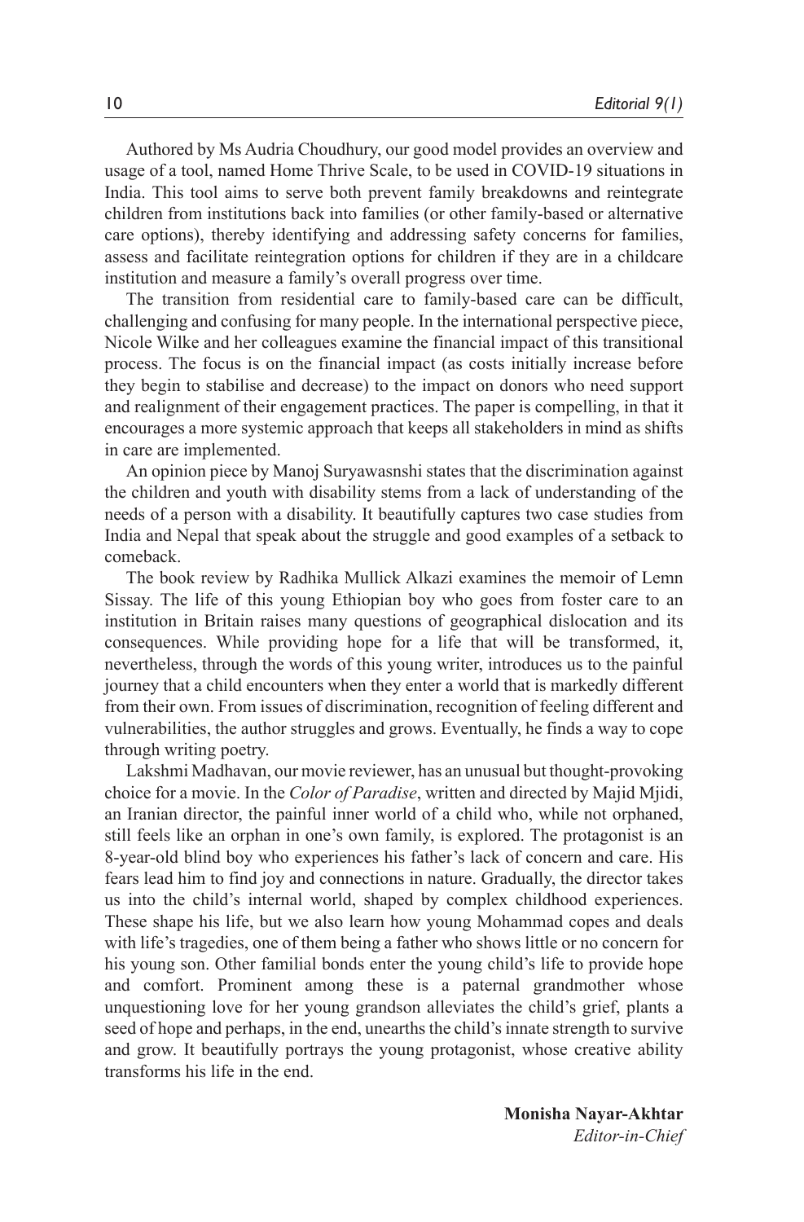Authored by Ms Audria Choudhury, our good model provides an overview and usage of a tool, named Home Thrive Scale, to be used in COVID-19 situations in India. This tool aims to serve both prevent family breakdowns and reintegrate children from institutions back into families (or other family-based or alternative care options), thereby identifying and addressing safety concerns for families, assess and facilitate reintegration options for children if they are in a childcare institution and measure a family's overall progress over time.

The transition from residential care to family-based care can be difficult, challenging and confusing for many people. In the international perspective piece, Nicole Wilke and her colleagues examine the financial impact of this transitional process. The focus is on the financial impact (as costs initially increase before they begin to stabilise and decrease) to the impact on donors who need support and realignment of their engagement practices. The paper is compelling, in that it encourages a more systemic approach that keeps all stakeholders in mind as shifts in care are implemented.

An opinion piece by Manoj Suryawasnshi states that the discrimination against the children and youth with disability stems from a lack of understanding of the needs of a person with a disability. It beautifully captures two case studies from India and Nepal that speak about the struggle and good examples of a setback to comeback.

The book review by Radhika Mullick Alkazi examines the memoir of Lemn Sissay. The life of this young Ethiopian boy who goes from foster care to an institution in Britain raises many questions of geographical dislocation and its consequences. While providing hope for a life that will be transformed, it, nevertheless, through the words of this young writer, introduces us to the painful journey that a child encounters when they enter a world that is markedly different from their own. From issues of discrimination, recognition of feeling different and vulnerabilities, the author struggles and grows. Eventually, he finds a way to cope through writing poetry.

Lakshmi Madhavan, our movie reviewer, has an unusual but thought-provoking choice for a movie. In the *Color of Paradise*, written and directed by Majid Mjidi, an Iranian director, the painful inner world of a child who, while not orphaned, still feels like an orphan in one's own family, is explored. The protagonist is an 8-year-old blind boy who experiences his father's lack of concern and care. His fears lead him to find joy and connections in nature. Gradually, the director takes us into the child's internal world, shaped by complex childhood experiences. These shape his life, but we also learn how young Mohammad copes and deals with life's tragedies, one of them being a father who shows little or no concern for his young son. Other familial bonds enter the young child's life to provide hope and comfort. Prominent among these is a paternal grandmother whose unquestioning love for her young grandson alleviates the child's grief, plants a seed of hope and perhaps, in the end, unearths the child's innate strength to survive and grow. It beautifully portrays the young protagonist, whose creative ability transforms his life in the end.

**Monisha Nayar-Akhtar**
*Editor-in-Chief*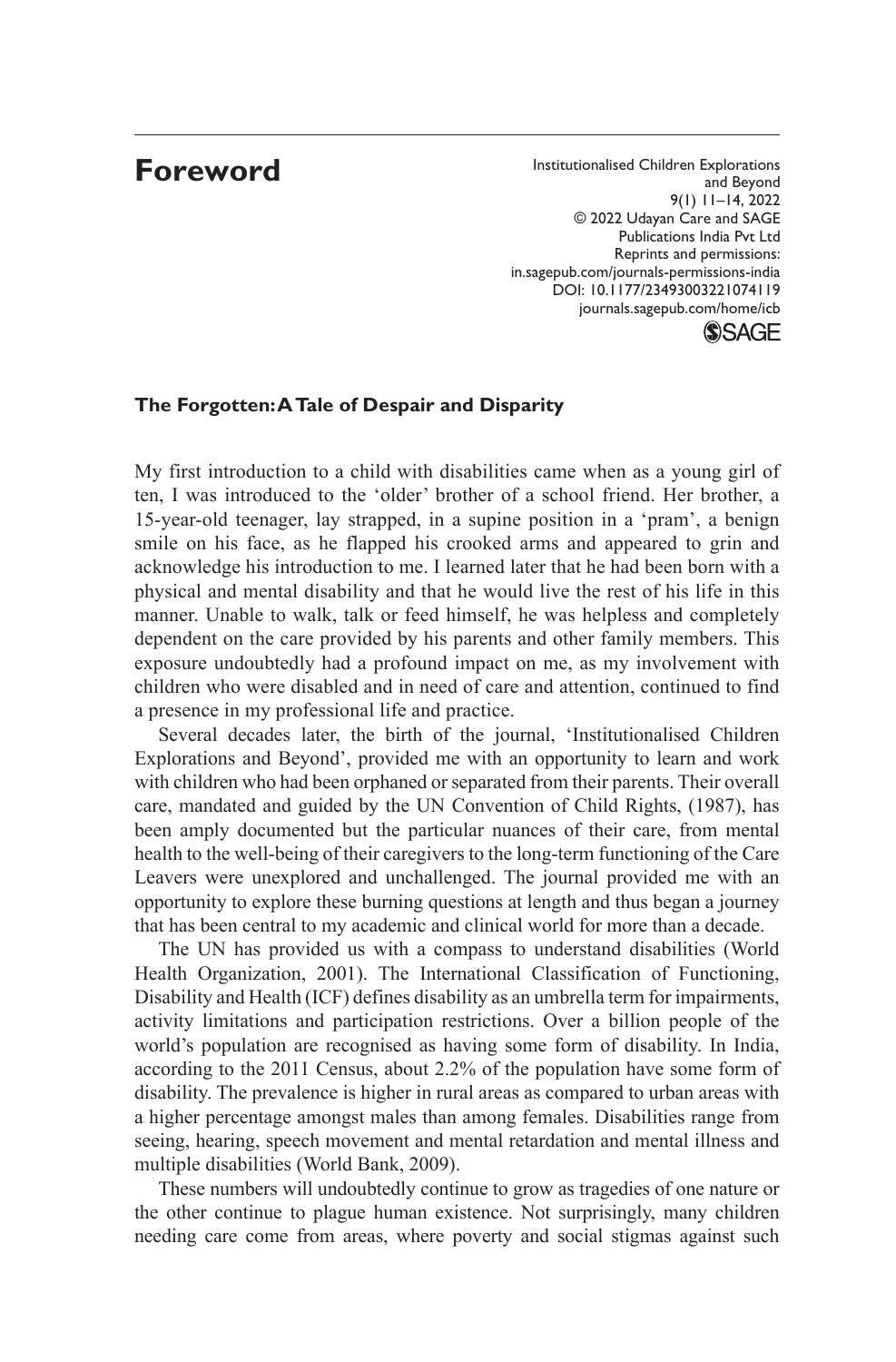# Foreword

## The Forgotten: A Tale of Despair and Disparity

My first introduction to a child with disabilities came when as a young girl of ten, I was introduced to the 'older' brother of a school friend. Her brother, a 15-year-old teenager, lay strapped, in a supine position in a 'pram', a benign smile on his face, as he flapped his crooked arms and appeared to grin and acknowledge his introduction to me. I learned later that he had been born with a physical and mental disability and that he would live the rest of his life in this manner. Unable to walk, talk or feed himself, he was helpless and completely dependent on the care provided by his parents and other family members. This exposure undoubtedly had a profound impact on me, as my involvement with children who were disabled and in need of care and attention, continued to find a presence in my professional life and practice.

Several decades later, the birth of the journal, 'Institutionalised Children Explorations and Beyond', provided me with an opportunity to learn and work with children who had been orphaned or separated from their parents. Their overall care, mandated and guided by the UN Convention of Child Rights, (1987), has been amply documented but the particular nuances of their care, from mental health to the well-being of their caregivers to the long-term functioning of the Care Leavers were unexplored and unchallenged. The journal provided me with an opportunity to explore these burning questions at length and thus began a journey that has been central to my academic and clinical world for more than a decade.

The UN has provided us with a compass to understand disabilities (World Health Organization, 2001). The International Classification of Functioning, Disability and Health (ICF) defines disability as an umbrella term for impairments, activity limitations and participation restrictions. Over a billion people of the world's population are recognised as having some form of disability. In India, according to the 2011 Census, about 2.2% of the population have some form of disability. The prevalence is higher in rural areas as compared to urban areas with a higher percentage amongst males than among females. Disabilities range from seeing, hearing, speech movement and mental retardation and mental illness and multiple disabilities (World Bank, 2009).

These numbers will undoubtedly continue to grow as tragedies of one nature or the other continue to plague human existence. Not surprisingly, many children needing care come from areas, where poverty and social stigmas against such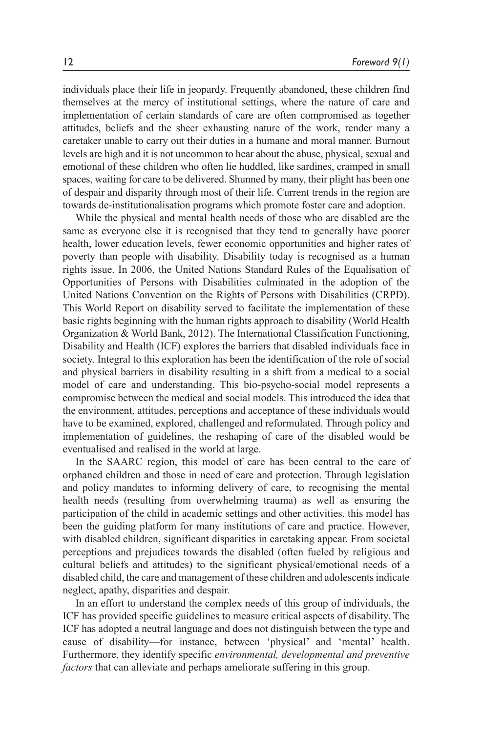individuals place their life in jeopardy. Frequently abandoned, these children find themselves at the mercy of institutional settings, where the nature of care and implementation of certain standards of care are often compromised as together attitudes, beliefs and the sheer exhausting nature of the work, render many a caretaker unable to carry out their duties in a humane and moral manner. Burnout levels are high and it is not uncommon to hear about the abuse, physical, sexual and emotional of these children who often lie huddled, like sardines, cramped in small spaces, waiting for care to be delivered. Shunned by many, their plight has been one of despair and disparity through most of their life. Current trends in the region are towards de-institutionalisation programs which promote foster care and adoption.

While the physical and mental health needs of those who are disabled are the same as everyone else it is recognised that they tend to generally have poorer health, lower education levels, fewer economic opportunities and higher rates of poverty than people with disability. Disability today is recognised as a human rights issue. In 2006, the United Nations Standard Rules of the Equalisation of Opportunities of Persons with Disabilities culminated in the adoption of the United Nations Convention on the Rights of Persons with Disabilities (CRPD). This World Report on disability served to facilitate the implementation of these basic rights beginning with the human rights approach to disability (World Health Organization & World Bank, 2012). The International Classification Functioning, Disability and Health (ICF) explores the barriers that disabled individuals face in society. Integral to this exploration has been the identification of the role of social and physical barriers in disability resulting in a shift from a medical to a social model of care and understanding. This bio-psycho-social model represents a compromise between the medical and social models. This introduced the idea that the environment, attitudes, perceptions and acceptance of these individuals would have to be examined, explored, challenged and reformulated. Through policy and implementation of guidelines, the reshaping of care of the disabled would be eventualised and realised in the world at large.

In the SAARC region, this model of care has been central to the care of orphaned children and those in need of care and protection. Through legislation and policy mandates to informing delivery of care, to recognising the mental health needs (resulting from overwhelming trauma) as well as ensuring the participation of the child in academic settings and other activities, this model has been the guiding platform for many institutions of care and practice. However, with disabled children, significant disparities in caretaking appear. From societal perceptions and prejudices towards the disabled (often fueled by religious and cultural beliefs and attitudes) to the significant physical/emotional needs of a disabled child, the care and management of these children and adolescents indicate neglect, apathy, disparities and despair.

In an effort to understand the complex needs of this group of individuals, the ICF has provided specific guidelines to measure critical aspects of disability. The ICF has adopted a neutral language and does not distinguish between the type and cause of disability—for instance, between 'physical' and 'mental' health. Furthermore, they identify specific *environmental, developmental and preventive factors* that can alleviate and perhaps ameliorate suffering in this group.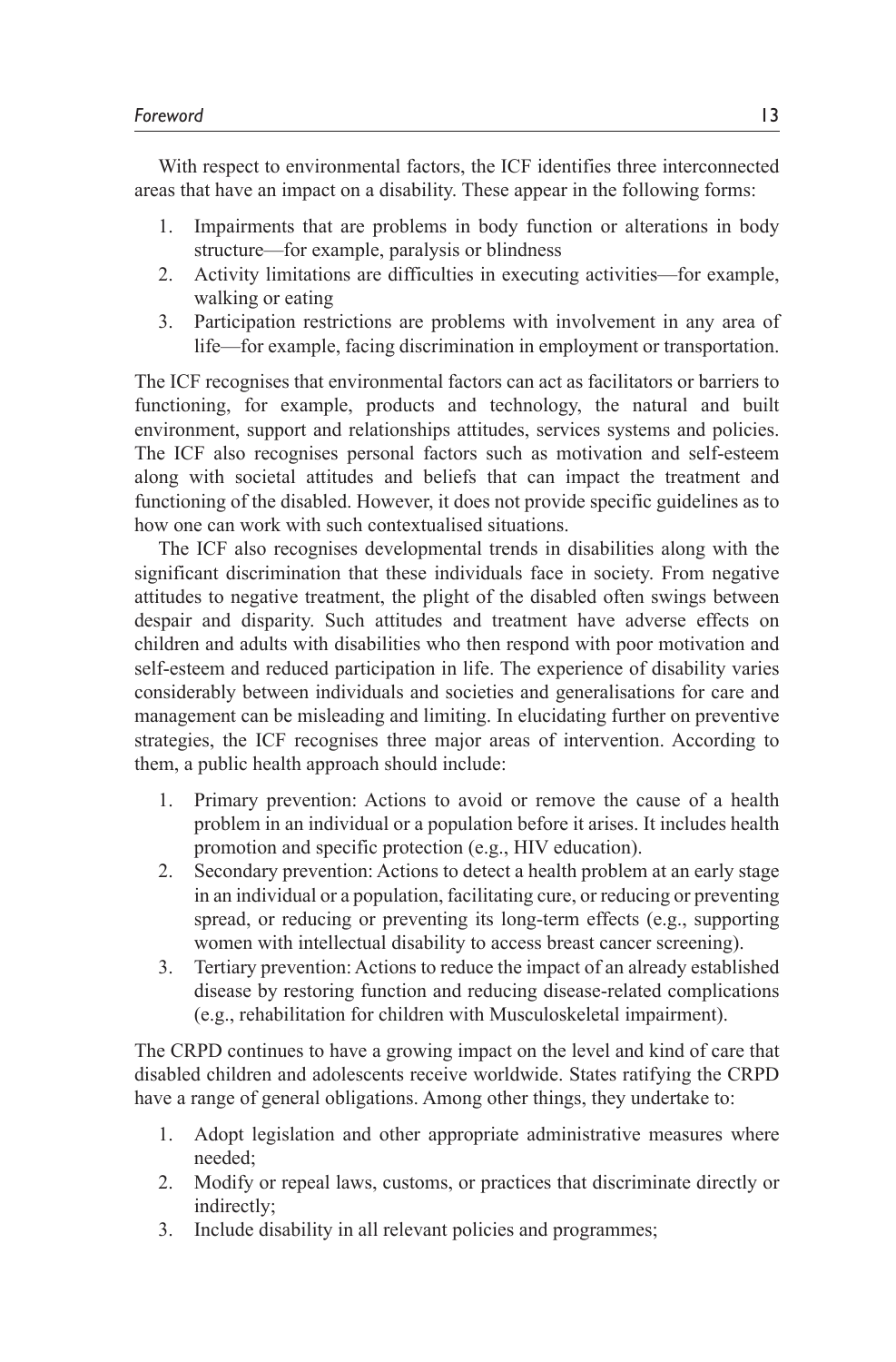With respect to environmental factors, the ICF identifies three interconnected areas that have an impact on a disability. These appear in the following forms:

1. Impairments that are problems in body function or alterations in body structure—for example, paralysis or blindness
2. Activity limitations are difficulties in executing activities—for example, walking or eating
3. Participation restrictions are problems with involvement in any area of life—for example, facing discrimination in employment or transportation.

The ICF recognises that environmental factors can act as facilitators or barriers to functioning, for example, products and technology, the natural and built environment, support and relationships attitudes, services systems and policies. The ICF also recognises personal factors such as motivation and self-esteem along with societal attitudes and beliefs that can impact the treatment and functioning of the disabled. However, it does not provide specific guidelines as to how one can work with such contextualised situations.

The ICF also recognises developmental trends in disabilities along with the significant discrimination that these individuals face in society. From negative attitudes to negative treatment, the plight of the disabled often swings between despair and disparity. Such attitudes and treatment have adverse effects on children and adults with disabilities who then respond with poor motivation and self-esteem and reduced participation in life. The experience of disability varies considerably between individuals and societies and generalisations for care and management can be misleading and limiting. In elucidating further on preventive strategies, the ICF recognises three major areas of intervention. According to them, a public health approach should include:

1. Primary prevention: Actions to avoid or remove the cause of a health problem in an individual or a population before it arises. It includes health promotion and specific protection (e.g., HIV education).
2. Secondary prevention: Actions to detect a health problem at an early stage in an individual or a population, facilitating cure, or reducing or preventing spread, or reducing or preventing its long-term effects (e.g., supporting women with intellectual disability to access breast cancer screening).
3. Tertiary prevention: Actions to reduce the impact of an already established disease by restoring function and reducing disease-related complications (e.g., rehabilitation for children with Musculoskeletal impairment).

The CRPD continues to have a growing impact on the level and kind of care that disabled children and adolescents receive worldwide. States ratifying the CRPD have a range of general obligations. Among other things, they undertake to:

1. Adopt legislation and other appropriate administrative measures where needed;
2. Modify or repeal laws, customs, or practices that discriminate directly or indirectly;
3. Include disability in all relevant policies and programmes;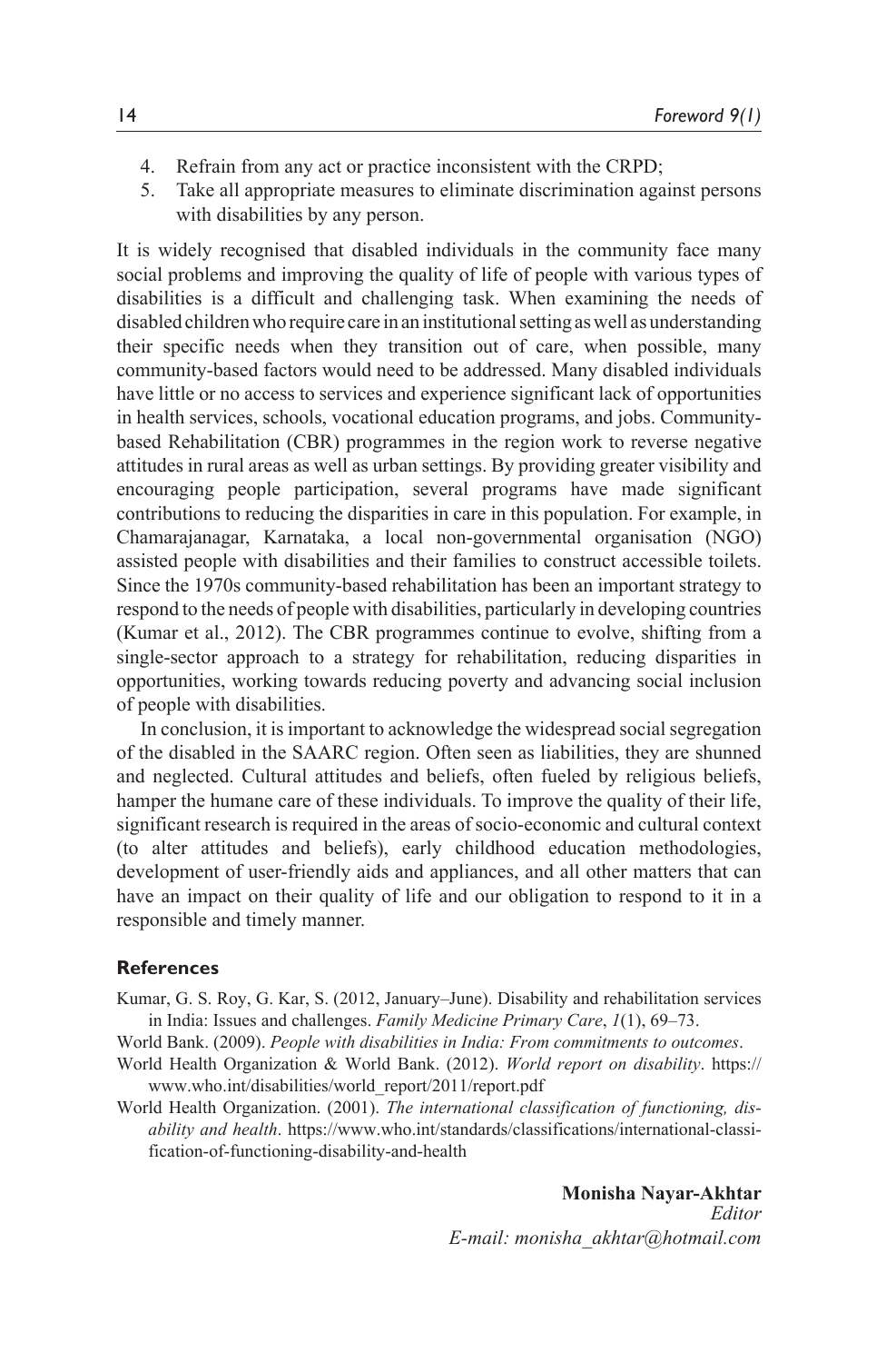4. Refrain from any act or practice inconsistent with the CRPD;
5. Take all appropriate measures to eliminate discrimination against persons with disabilities by any person.

It is widely recognised that disabled individuals in the community face many social problems and improving the quality of life of people with various types of disabilities is a difficult and challenging task. When examining the needs of disabled children who require care in an institutional setting as well as understanding their specific needs when they transition out of care, when possible, many community-based factors would need to be addressed. Many disabled individuals have little or no access to services and experience significant lack of opportunities in health services, schools, vocational education programs, and jobs. Community-based Rehabilitation (CBR) programmes in the region work to reverse negative attitudes in rural areas as well as urban settings. By providing greater visibility and encouraging people participation, several programs have made significant contributions to reducing the disparities in care in this population. For example, in Chamarajanagar, Karnataka, a local non-governmental organisation (NGO) assisted people with disabilities and their families to construct accessible toilets. Since the 1970s community-based rehabilitation has been an important strategy to respond to the needs of people with disabilities, particularly in developing countries (Kumar et al., 2012). The CBR programmes continue to evolve, shifting from a single-sector approach to a strategy for rehabilitation, reducing disparities in opportunities, working towards reducing poverty and advancing social inclusion of people with disabilities.

In conclusion, it is important to acknowledge the widespread social segregation of the disabled in the SAARC region. Often seen as liabilities, they are shunned and neglected. Cultural attitudes and beliefs, often fueled by religious beliefs, hamper the humane care of these individuals. To improve the quality of their life, significant research is required in the areas of socio-economic and cultural context (to alter attitudes and beliefs), early childhood education methodologies, development of user-friendly aids and appliances, and all other matters that can have an impact on their quality of life and our obligation to respond to it in a responsible and timely manner.

## References

Kumar, G. S. Roy, G. Kar, S. (2012, January–June). Disability and rehabilitation services in India: Issues and challenges. *Family Medicine Primary Care*, *1*(1), 69–73.

World Bank. (2009). *People with disabilities in India: From commitments to outcomes*.

World Health Organization & World Bank. (2012). *World report on disability*. https://www.who.int/disabilities/world_report/2011/report.pdf

World Health Organization. (2001). *The international classification of functioning, disability and health*. https://www.who.int/standards/classifications/international-classification-of-functioning-disability-and-health

**Monisha Nayar-Akhtar**
*Editor*
*E-mail: monisha_akhtar@hotmail.com*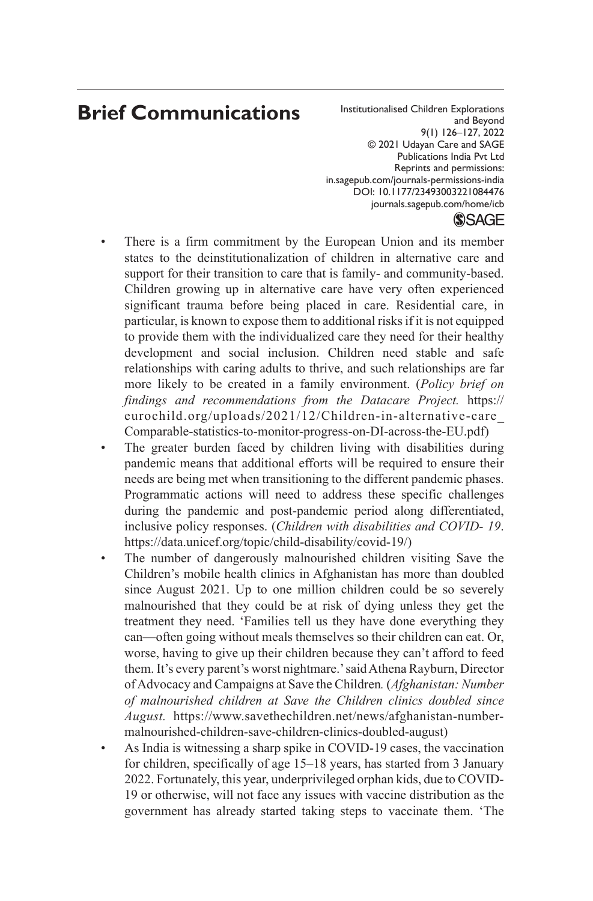# Brief Communications

- There is a firm commitment by the European Union and its member states to the deinstitutionalization of children in alternative care and support for their transition to care that is family- and community-based. Children growing up in alternative care have very often experienced significant trauma before being placed in care. Residential care, in particular, is known to expose them to additional risks if it is not equipped to provide them with the individualized care they need for their healthy development and social inclusion. Children need stable and safe relationships with caring adults to thrive, and such relationships are far more likely to be created in a family environment. (*Policy brief on findings and recommendations from the Datacare Project.* https://eurochild.org/uploads/2021/12/Children-in-alternative-care_Comparable-statistics-to-monitor-progress-on-DI-across-the-EU.pdf)
- The greater burden faced by children living with disabilities during pandemic means that additional efforts will be required to ensure their needs are being met when transitioning to the different pandemic phases. Programmatic actions will need to address these specific challenges during the pandemic and post-pandemic period along differentiated, inclusive policy responses. (*Children with disabilities and COVID- 19*. https://data.unicef.org/topic/child-disability/covid-19/)
- The number of dangerously malnourished children visiting Save the Children's mobile health clinics in Afghanistan has more than doubled since August 2021. Up to one million children could be so severely malnourished that they could be at risk of dying unless they get the treatment they need. 'Families tell us they have done everything they can—often going without meals themselves so their children can eat. Or, worse, having to give up their children because they can't afford to feed them. It's every parent's worst nightmare.' said Athena Rayburn, Director of Advocacy and Campaigns at Save the Children. (*Afghanistan: Number of malnourished children at Save the Children clinics doubled since August.* https://www.savethechildren.net/news/afghanistan-number-malnourished-children-save-children-clinics-doubled-august)
- As India is witnessing a sharp spike in COVID-19 cases, the vaccination for children, specifically of age 15–18 years, has started from 3 January 2022. Fortunately, this year, underprivileged orphan kids, due to COVID-19 or otherwise, will not face any issues with vaccine distribution as the government has already started taking steps to vaccinate them. 'The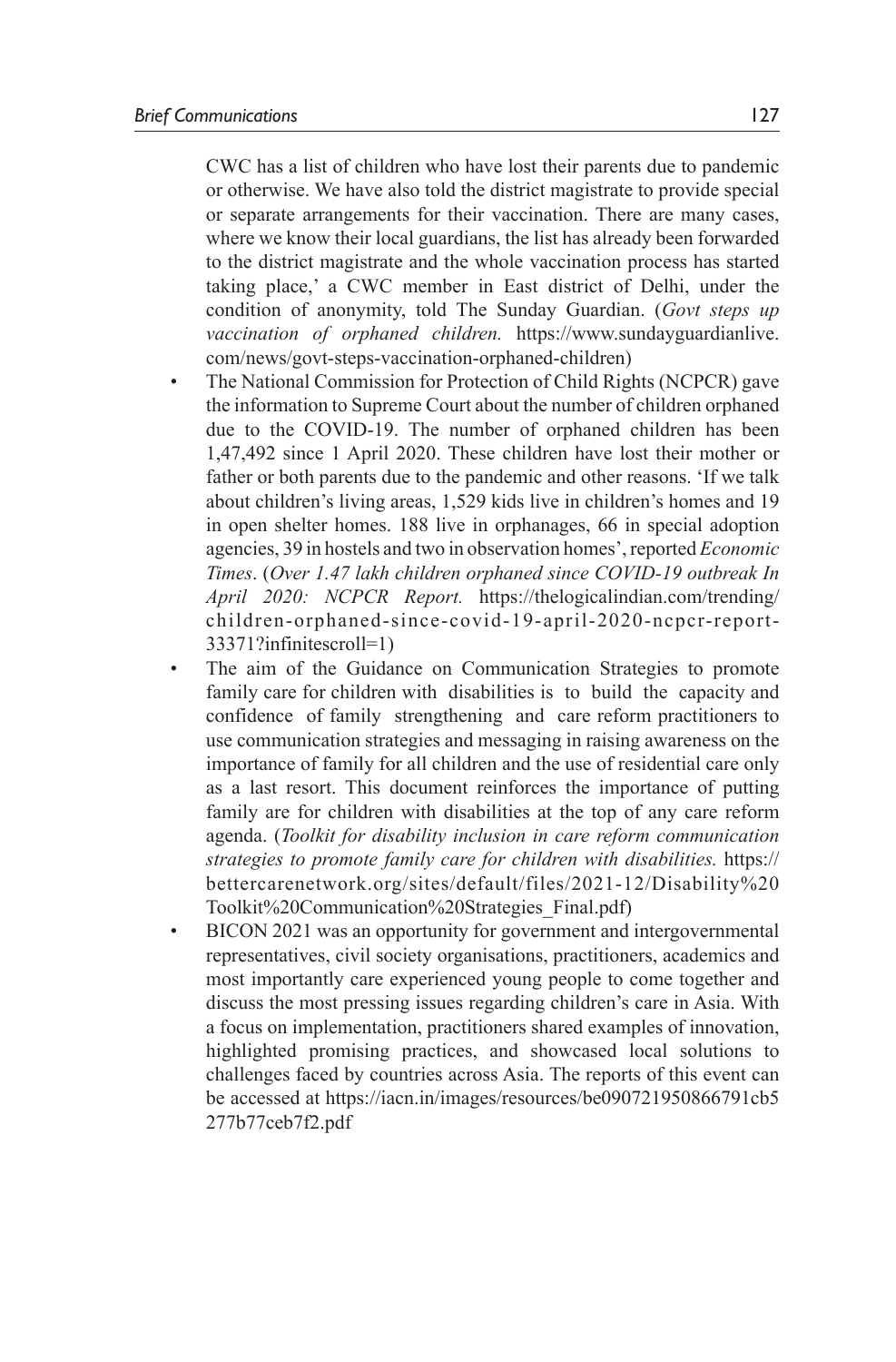CWC has a list of children who have lost their parents due to pandemic or otherwise. We have also told the district magistrate to provide special or separate arrangements for their vaccination. There are many cases, where we know their local guardians, the list has already been forwarded to the district magistrate and the whole vaccination process has started taking place,' a CWC member in East district of Delhi, under the condition of anonymity, told The Sunday Guardian. (*Govt steps up vaccination of orphaned children.* https://www.sundayguardianlive.com/news/govt-steps-vaccination-orphaned-children)

- The National Commission for Protection of Child Rights (NCPCR) gave the information to Supreme Court about the number of children orphaned due to the COVID-19. The number of orphaned children has been 1,47,492 since 1 April 2020. These children have lost their mother or father or both parents due to the pandemic and other reasons. 'If we talk about children's living areas, 1,529 kids live in children's homes and 19 in open shelter homes. 188 live in orphanages, 66 in special adoption agencies, 39 in hostels and two in observation homes', reported *Economic Times*. (*Over 1.47 lakh children orphaned since COVID-19 outbreak In April 2020: NCPCR Report.* https://thelogicalindian.com/trending/children-orphaned-since-covid-19-april-2020-ncpcr-report-33371?infinitescroll=1)
- The aim of the Guidance on Communication Strategies to promote family care for children with disabilities is to build the capacity and confidence of family strengthening and care reform practitioners to use communication strategies and messaging in raising awareness on the importance of family for all children and the use of residential care only as a last resort. This document reinforces the importance of putting family are for children with disabilities at the top of any care reform agenda. (*Toolkit for disability inclusion in care reform communication strategies to promote family care for children with disabilities.* https://bettercarenetwork.org/sites/default/files/2021-12/Disability%20Toolkit%20Communication%20Strategies_Final.pdf)
- BICON 2021 was an opportunity for government and intergovernmental representatives, civil society organisations, practitioners, academics and most importantly care experienced young people to come together and discuss the most pressing issues regarding children's care in Asia. With a focus on implementation, practitioners shared examples of innovation, highlighted promising practices, and showcased local solutions to challenges faced by countries across Asia. The reports of this event can be accessed at https://iacn.in/images/resources/be090721950866791cb5277b77ceb7f2.pdf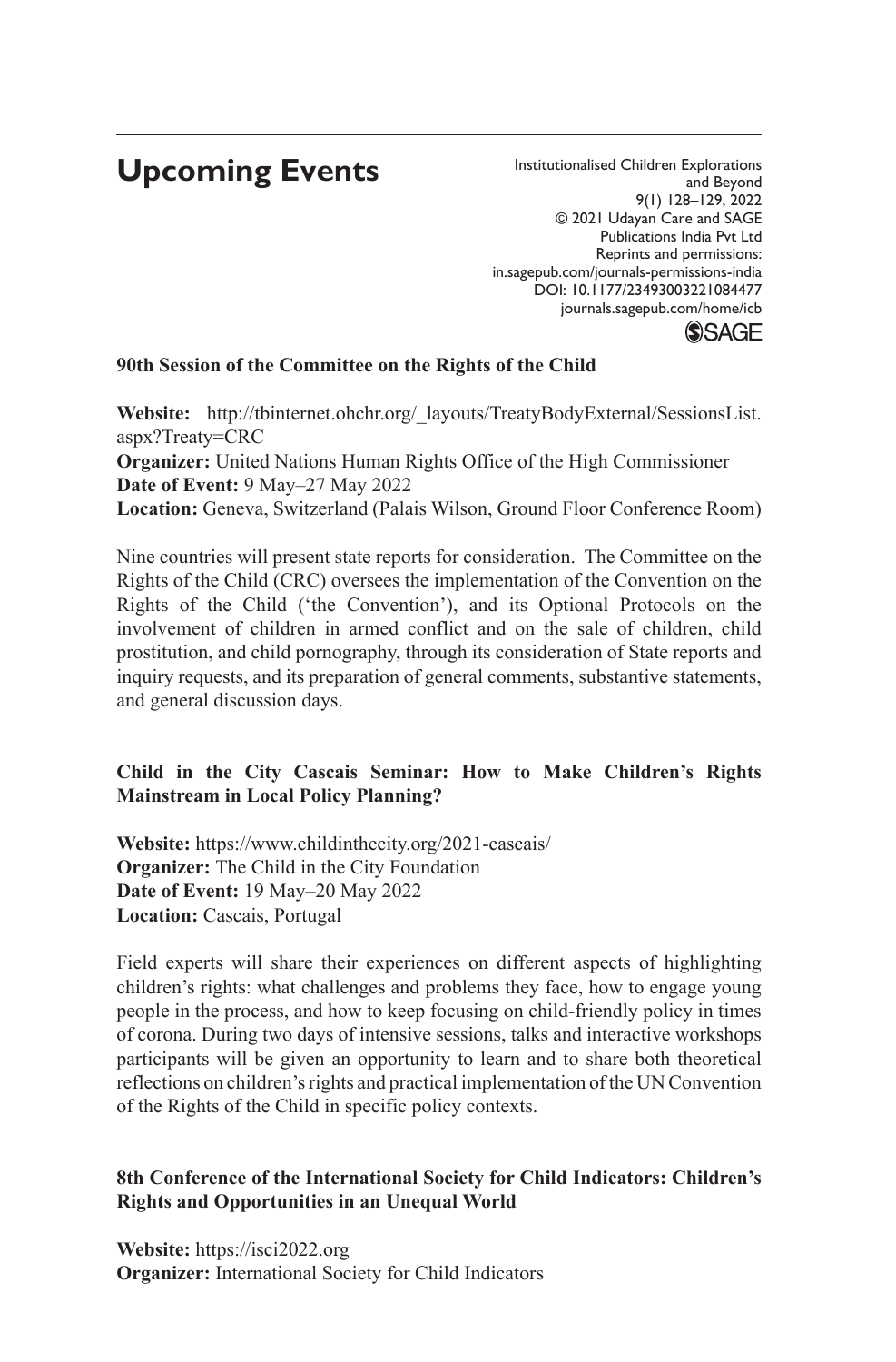# Upcoming Events

### 90th Session of the Committee on the Rights of the Child

**Website:** http://tbinternet.ohchr.org/_layouts/TreatyBodyExternal/SessionsList.aspx?Treaty=CRC
**Organizer:** United Nations Human Rights Office of the High Commissioner
**Date of Event:** 9 May–27 May 2022
**Location:** Geneva, Switzerland (Palais Wilson, Ground Floor Conference Room)

Nine countries will present state reports for consideration. The Committee on the Rights of the Child (CRC) oversees the implementation of the Convention on the Rights of the Child ('the Convention'), and its Optional Protocols on the involvement of children in armed conflict and on the sale of children, child prostitution, and child pornography, through its consideration of State reports and inquiry requests, and its preparation of general comments, substantive statements, and general discussion days.

### Child in the City Cascais Seminar: How to Make Children's Rights Mainstream in Local Policy Planning?

**Website:** https://www.childinthecity.org/2021-cascais/
**Organizer:** The Child in the City Foundation
**Date of Event:** 19 May–20 May 2022
**Location:** Cascais, Portugal

Field experts will share their experiences on different aspects of highlighting children's rights: what challenges and problems they face, how to engage young people in the process, and how to keep focusing on child-friendly policy in times of corona. During two days of intensive sessions, talks and interactive workshops participants will be given an opportunity to learn and to share both theoretical reflections on children's rights and practical implementation of the UN Convention of the Rights of the Child in specific policy contexts.

### 8th Conference of the International Society for Child Indicators: Children's Rights and Opportunities in an Unequal World

**Website:** https://isci2022.org
**Organizer:** International Society for Child Indicators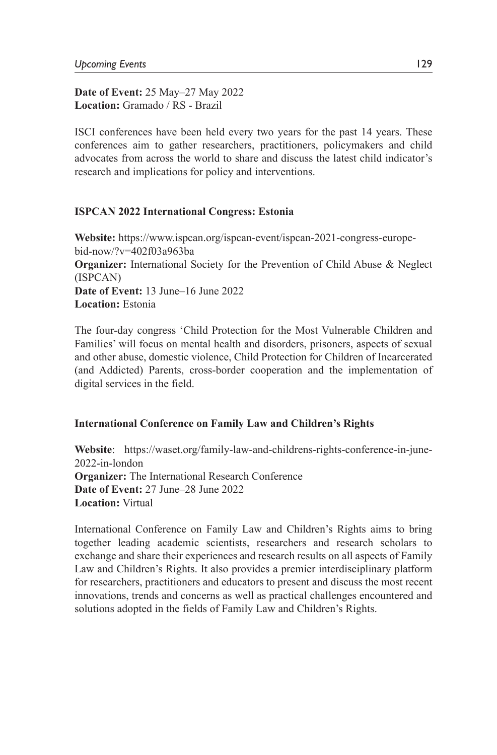**Date of Event:** 25 May–27 May 2022
**Location:** Gramado / RS - Brazil

ISCI conferences have been held every two years for the past 14 years. These conferences aim to gather researchers, practitioners, policymakers and child advocates from across the world to share and discuss the latest child indicator's research and implications for policy and interventions.

**ISPCAN 2022 International Congress: Estonia**

**Website:** https://www.ispcan.org/ispcan-event/ispcan-2021-congress-europe-bid-now/?v=402f03a963ba
**Organizer:** International Society for the Prevention of Child Abuse & Neglect (ISPCAN)
**Date of Event:** 13 June–16 June 2022
**Location:** Estonia

The four-day congress 'Child Protection for the Most Vulnerable Children and Families' will focus on mental health and disorders, prisoners, aspects of sexual and other abuse, domestic violence, Child Protection for Children of Incarcerated (and Addicted) Parents, cross-border cooperation and the implementation of digital services in the field.

**International Conference on Family Law and Children's Rights**

**Website**: https://waset.org/family-law-and-childrens-rights-conference-in-june-2022-in-london
**Organizer:** The International Research Conference
**Date of Event:** 27 June–28 June 2022
**Location:** Virtual

International Conference on Family Law and Children's Rights aims to bring together leading academic scientists, researchers and research scholars to exchange and share their experiences and research results on all aspects of Family Law and Children's Rights. It also provides a premier interdisciplinary platform for researchers, practitioners and educators to present and discuss the most recent innovations, trends and concerns as well as practical challenges encountered and solutions adopted in the fields of Family Law and Children's Rights.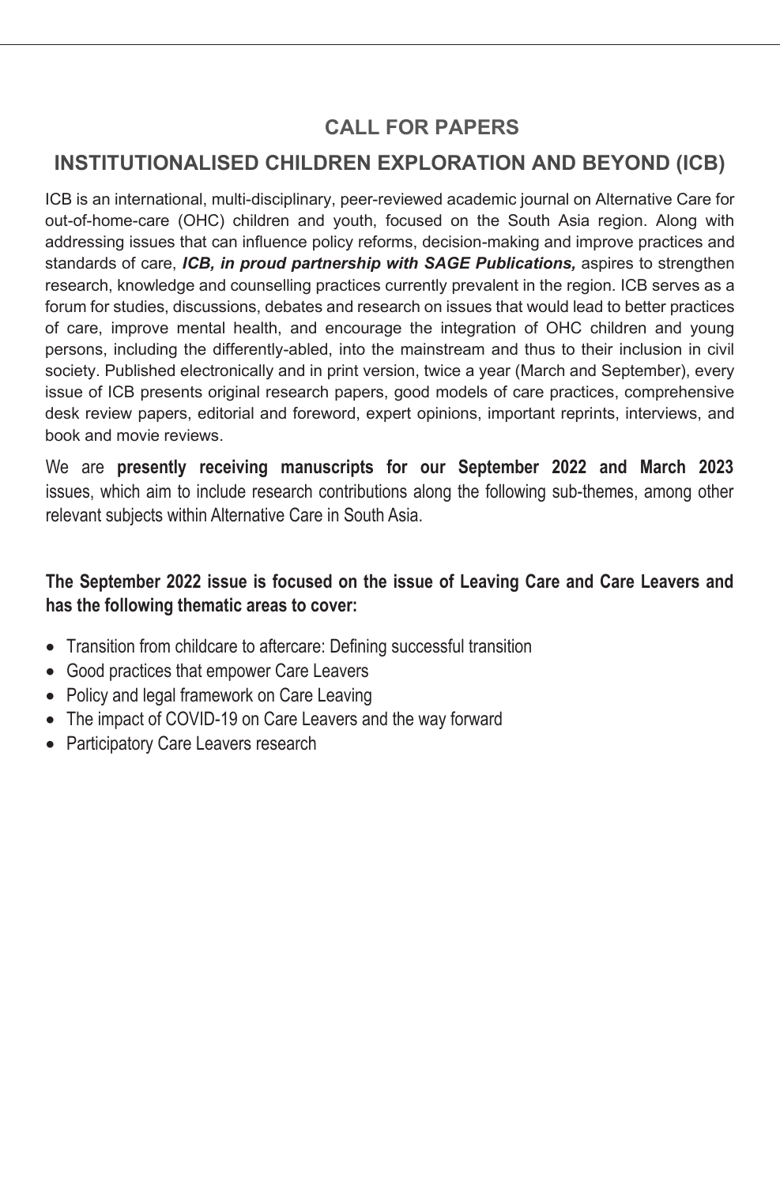## CALL FOR PAPERS

## INSTITUTIONALISED CHILDREN EXPLORATION AND BEYOND (ICB)

ICB is an international, multi-disciplinary, peer-reviewed academic journal on Alternative Care for out-of-home-care (OHC) children and youth, focused on the South Asia region. Along with addressing issues that can influence policy reforms, decision-making and improve practices and standards of care, ***ICB, in proud partnership with SAGE Publications,*** aspires to strengthen research, knowledge and counselling practices currently prevalent in the region. ICB serves as a forum for studies, discussions, debates and research on issues that would lead to better practices of care, improve mental health, and encourage the integration of OHC children and young persons, including the differently-abled, into the mainstream and thus to their inclusion in civil society. Published electronically and in print version, twice a year (March and September), every issue of ICB presents original research papers, good models of care practices, comprehensive desk review papers, editorial and foreword, expert opinions, important reprints, interviews, and book and movie reviews.

We are **presently receiving manuscripts for our September 2022 and March 2023** issues, which aim to include research contributions along the following sub-themes, among other relevant subjects within Alternative Care in South Asia.

**The September 2022 issue is focused on the issue of Leaving Care and Care Leavers and has the following thematic areas to cover:**

- Transition from childcare to aftercare: Defining successful transition
- Good practices that empower Care Leavers
- Policy and legal framework on Care Leaving
- The impact of COVID-19 on Care Leavers and the way forward
- Participatory Care Leavers research